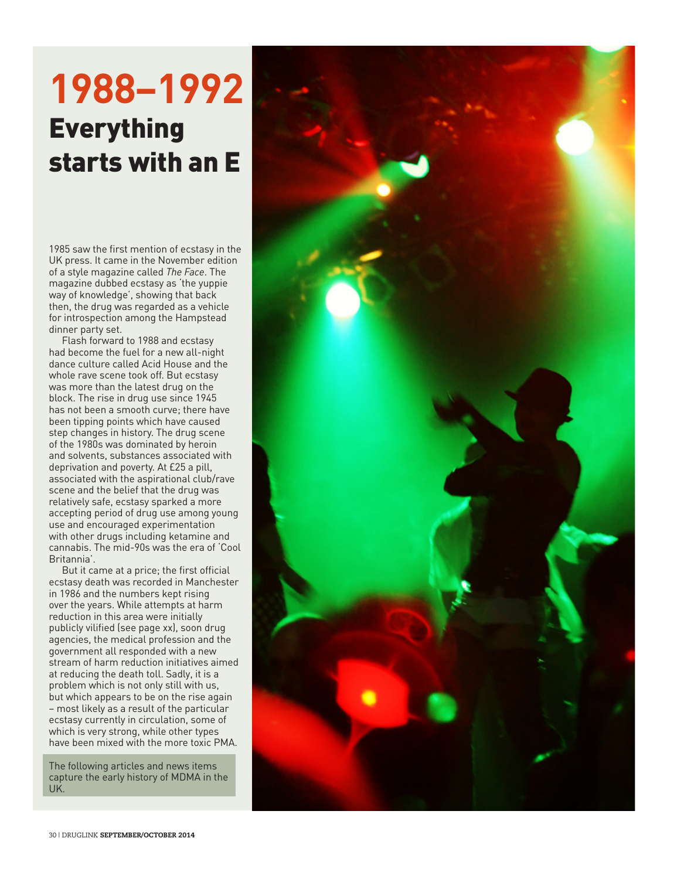# 1988–1992

## Everything starts with an E

1985 saw the first mention of ecstasy in the UK press. It came in the November edition of a style magazine called *The Face*. The magazine dubbed ecstasy as 'the yuppie way of knowledge', showing that back then, the drug was regarded as a vehicle for introspection among the Hampstead dinner party set.

Flash forward to 1988 and ecstasy had become the fuel for a new all-night dance culture called Acid House and the whole rave scene took off. But ecstasy was more than the latest drug on the block. The rise in drug use since 1945 has not been a smooth curve; there have been tipping points which have caused step changes in history. The drug scene of the 1980s was dominated by heroin and solvents, substances associated with deprivation and poverty. At £25 a pill, associated with the aspirational club/rave scene and the belief that the drug was relatively safe, ecstasy sparked a more accepting period of drug use among young use and encouraged experimentation with other drugs including ketamine and cannabis. The mid-90s was the era of 'Cool Britannia'.

But it came at a price; the first official ecstasy death was recorded in Manchester in 1986 and the numbers kept rising over the years. While attempts at harm reduction in this area were initially publicly vilified (see page xx), soon drug agencies, the medical profession and the government all responded with a new stream of harm reduction initiatives aimed at reducing the death toll. Sadly, it is a problem which is not only still with us, but which appears to be on the rise again – most likely as a result of the particular ecstasy currently in circulation, some of which is very strong, while other types have been mixed with the more toxic PMA.

The following articles and news items capture the early history of MDMA in the UK.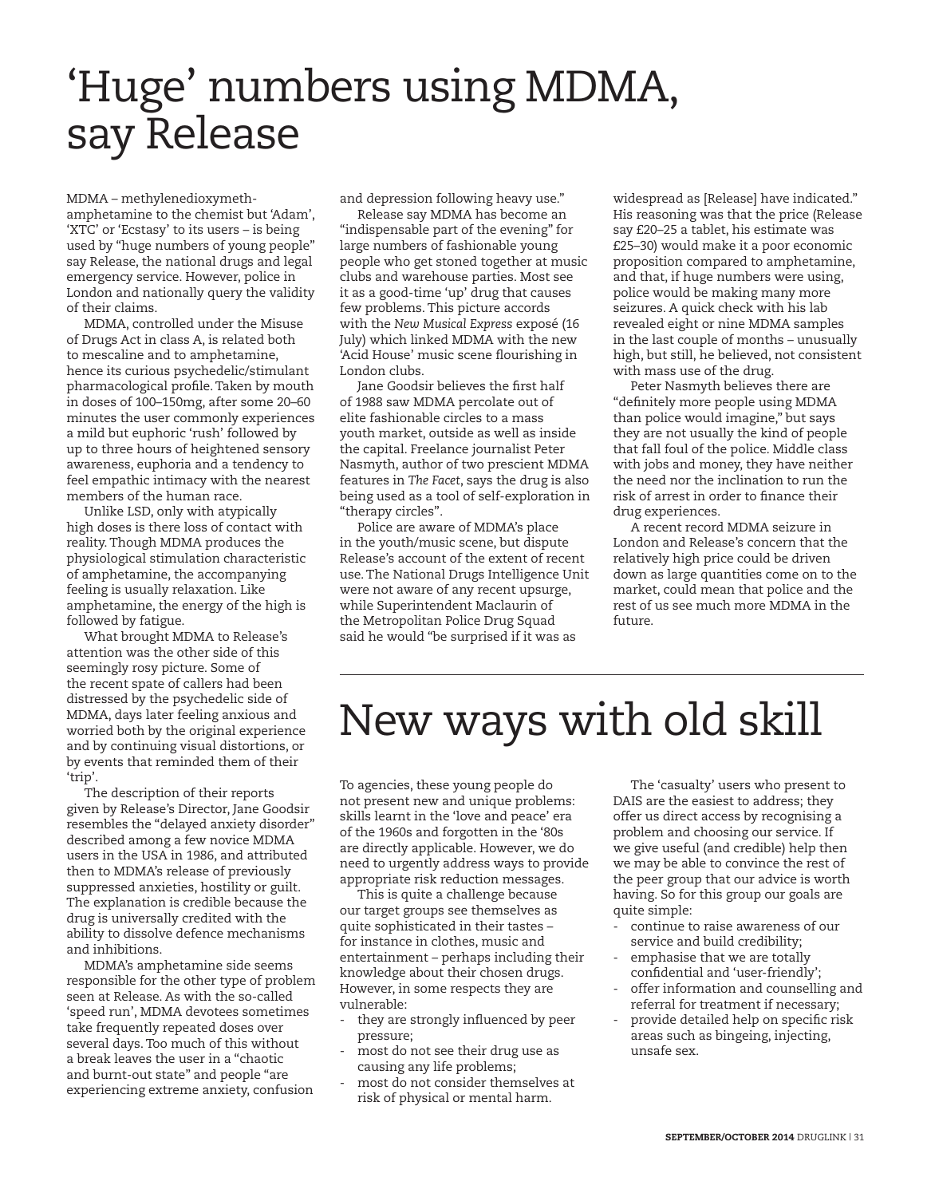# ‘Huge’ numbers using MDMA, say Release

MDMA – methylenedioxymeth-amphetamine to the chemist but ‘Adam’, ‘XTC’ or ‘Ecstasy’ to its users – is being used by “huge numbers of young people” say Release, the national drugs and legal emergency service. However, police in London and nationally query the validity of their claims.

MDMA, controlled under the Misuse of Drugs Act in class A, is related both to mescaline and to amphetamine, hence its curious psychedelic/stimulant pharmacological profile. Taken by mouth in doses of 100–150mg, after some 20–60 minutes the user commonly experiences a mild but euphoric ‘rush’ followed by up to three hours of heightened sensory awareness, euphoria and a tendency to feel empathic intimacy with the nearest members of the human race.

Unlike LSD, only with atypically high doses is there loss of contact with reality. Though MDMA produces the physiological stimulation characteristic of amphetamine, the accompanying feeling is usually relaxation. Like amphetamine, the energy of the high is followed by fatigue.

What brought MDMA to Release’s attention was the other side of this seemingly rosy picture. Some of the recent spate of callers had been distressed by the psychedelic side of MDMA, days later feeling anxious and worried both by the original experience and by continuing visual distortions, or by events that reminded them of their ‘trip’.

The description of their reports given by Release’s Director, Jane Goodsir resembles the “delayed anxiety disorder” described among a few novice MDMA users in the USA in 1986, and attributed then to MDMA’s release of previously suppressed anxieties, hostility or guilt. The explanation is credible because the drug is universally credited with the ability to dissolve defence mechanisms and inhibitions.

MDMA’s amphetamine side seems responsible for the other type of problem seen at Release. As with the so-called ‘speed run’, MDMA devotees sometimes take frequently repeated doses over several days. Too much of this without a break leaves the user in a “chaotic and burnt-out state” and people “are experiencing extreme anxiety, confusion and depression following heavy use.”

Release say MDMA has become an “indispensable part of the evening” for large numbers of fashionable young people who get stoned together at music clubs and warehouse parties. Most see it as a good-time ‘up’ drug that causes few problems. This picture accords with the *New Musical Express* exposé (16 July) which linked MDMA with the new ‘Acid House’ music scene flourishing in London clubs.

Jane Goodsir believes the first half of 1988 saw MDMA percolate out of elite fashionable circles to a mass youth market, outside as well as inside the capital. Freelance journalist Peter Nasmyth, author of two prescient MDMA features in *The Facet*, says the drug is also being used as a tool of self-exploration in “therapy circles”.

Police are aware of MDMA’s place in the youth/music scene, but dispute Release’s account of the extent of recent use. The National Drugs Intelligence Unit were not aware of any recent upsurge, while Superintendent Maclaurin of the Metropolitan Police Drug Squad said he would “be surprised if it was as widespread as [Release] have indicated.” His reasoning was that the price (Release say £20–25 a tablet, his estimate was £25–30) would make it a poor economic proposition compared to amphetamine, and that, if huge numbers were using, police would be making many more seizures. A quick check with his lab revealed eight or nine MDMA samples in the last couple of months – unusually high, but still, he believed, not consistent with mass use of the drug.

Peter Nasmyth believes there are “definitely more people using MDMA than police would imagine,” but says they are not usually the kind of people that fall foul of the police. Middle class with jobs and money, they have neither the need nor the inclination to run the risk of arrest in order to finance their drug experiences.

A recent record MDMA seizure in London and Release’s concern that the relatively high price could be driven down as large quantities come on to the market, could mean that police and the rest of us see much more MDMA in the future.

# New ways with old skill

To agencies, these young people do not present new and unique problems: skills learnt in the ‘love and peace’ era of the 1960s and forgotten in the ‘80s are directly applicable. However, we do need to urgently address ways to provide appropriate risk reduction messages.

This is quite a challenge because our target groups see themselves as quite sophisticated in their tastes – for instance in clothes, music and entertainment – perhaps including their knowledge about their chosen drugs. However, in some respects they are vulnerable:

- they are strongly influenced by peer pressure;
- most do not see their drug use as causing any life problems;
- most do not consider themselves at risk of physical or mental harm.

The ‘casualty’ users who present to DAIS are the easiest to address; they offer us direct access by recognising a problem and choosing our service. If we give useful (and credible) help then we may be able to convince the rest of the peer group that our advice is worth having. So for this group our goals are quite simple:

- continue to raise awareness of our service and build credibility;
- emphasise that we are totally confidential and ‘user-friendly’;
- offer information and counselling and referral for treatment if necessary;
- provide detailed help on specific risk areas such as bingeing, injecting, unsafe sex.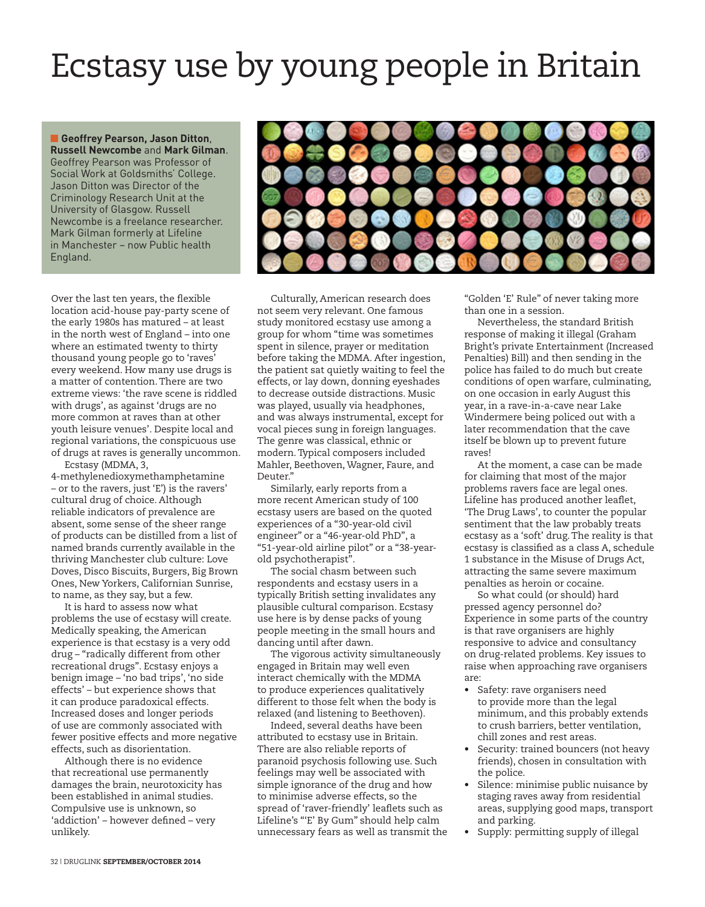# Ecstasy use by young people in Britain

**Geoffrey Pearson, Jason Ditton, Russell Newcombe** and **Mark Gilman**. Geoffrey Pearson was Professor of Social Work at Goldsmiths' College. Jason Ditton was Director of the Criminology Research Unit at the University of Glasgow. Russell Newcombe is a freelance researcher. Mark Gilman formerly at Lifeline in Manchester – now Public health England.

Over the last ten years, the flexible location acid-house pay-party scene of the early 1980s has matured – at least in the north west of England – into one where an estimated twenty to thirty thousand young people go to 'raves' every weekend. How many use drugs is a matter of contention. There are two extreme views: 'the rave scene is riddled with drugs', as against 'drugs are no more common at raves than at other youth leisure venues'. Despite local and regional variations, the conspicuous use of drugs at raves is generally uncommon.

Ecstasy (MDMA, 3, 4-methylenedioxymethamphetamine – or to the ravers, just 'E') is the ravers' cultural drug of choice. Although reliable indicators of prevalence are absent, some sense of the sheer range of products can be distilled from a list of named brands currently available in the thriving Manchester club culture: Love Doves, Disco Biscuits, Burgers, Big Brown Ones, New Yorkers, Californian Sunrise, to name, as they say, but a few.

It is hard to assess now what problems the use of ecstasy will create. Medically speaking, the American experience is that ecstasy is a very odd drug – "radically different from other recreational drugs". Ecstasy enjoys a benign image – 'no bad trips', 'no side effects' – but experience shows that it can produce paradoxical effects. Increased doses and longer periods of use are commonly associated with fewer positive effects and more negative effects, such as disorientation.

Although there is no evidence that recreational use permanently damages the brain, neurotoxicity has been established in animal studies. Compulsive use is unknown, so 'addiction' – however defined – very unlikely.

Culturally, American research does not seem very relevant. One famous study monitored ecstasy use among a group for whom "time was sometimes spent in silence, prayer or meditation before taking the MDMA. After ingestion, the patient sat quietly waiting to feel the effects, or lay down, donning eyeshades to decrease outside distractions. Music was played, usually via headphones, and was always instrumental, except for vocal pieces sung in foreign languages. The genre was classical, ethnic or modern. Typical composers included Mahler, Beethoven, Wagner, Faure, and Deuter."

Similarly, early reports from a more recent American study of 100 ecstasy users are based on the quoted experiences of a "30-year-old civil engineer" or a "46-year-old PhD", a "51-year-old airline pilot" or a "38-year-old psychotherapist".

The social chasm between such respondents and ecstasy users in a typically British setting invalidates any plausible cultural comparison. Ecstasy use here is by dense packs of young people meeting in the small hours and dancing until after dawn.

The vigorous activity simultaneously engaged in Britain may well even interact chemically with the MDMA to produce experiences qualitatively different to those felt when the body is relaxed (and listening to Beethoven).

Indeed, several deaths have been attributed to ecstasy use in Britain. There are also reliable reports of paranoid psychosis following use. Such feelings may well be associated with simple ignorance of the drug and how to minimise adverse effects, so the spread of 'raver-friendly' leaflets such as Lifeline's "'E' By Gum" should help calm unnecessary fears as well as transmit the "Golden 'E' Rule" of never taking more than one in a session.

Nevertheless, the standard British response of making it illegal (Graham Bright's private Entertainment (Increased Penalties) Bill) and then sending in the police has failed to do much but create conditions of open warfare, culminating, on one occasion in early August this year, in a rave-in-a-cave near Lake Windermere being policed out with a later recommendation that the cave itself be blown up to prevent future raves!

At the moment, a case can be made for claiming that most of the major problems ravers face are legal ones. Lifeline has produced another leaflet, 'The Drug Laws', to counter the popular sentiment that the law probably treats ecstasy as a 'soft' drug. The reality is that ecstasy is classified as a class A, schedule 1 substance in the Misuse of Drugs Act, attracting the same severe maximum penalties as heroin or cocaine.

So what could (or should) hard pressed agency personnel do? Experience in some parts of the country is that rave organisers are highly responsive to advice and consultancy on drug-related problems. Key issues to raise when approaching rave organisers are:

- Safety: rave organisers need to provide more than the legal minimum, and this probably extends to crush barriers, better ventilation, chill zones and rest areas.
- Security: trained bouncers (not heavy friends), chosen in consultation with the police.
- Silence: minimise public nuisance by staging raves away from residential areas, supplying good maps, transport and parking.
- Supply: permitting supply of illegal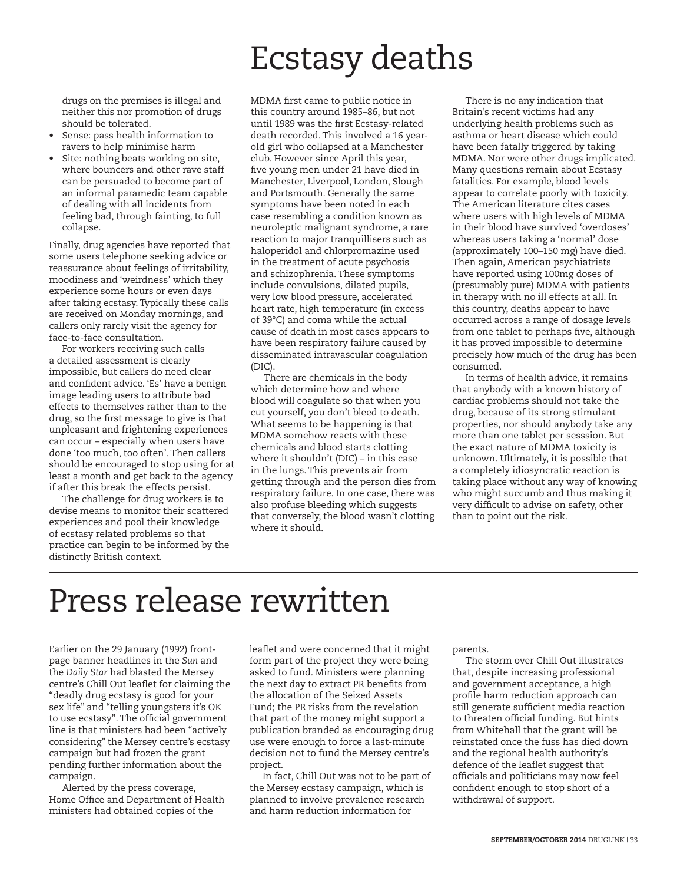# Ecstasy deaths

drugs on the premises is illegal and neither this nor promotion of drugs should be tolerated.

- Sense: pass health information to ravers to help minimise harm
- Site: nothing beats working on site, where bouncers and other rave staff can be persuaded to become part of an informal paramedic team capable of dealing with all incidents from feeling bad, through fainting, to full collapse.

Finally, drug agencies have reported that some users telephone seeking advice or reassurance about feelings of irritability, moodiness and 'weirdness' which they experience some hours or even days after taking ecstasy. Typically these calls are received on Monday mornings, and callers only rarely visit the agency for face-to-face consultation.

For workers receiving such calls a detailed assessment is clearly impossible, but callers do need clear and confident advice. 'Es' have a benign image leading users to attribute bad effects to themselves rather than to the drug, so the first message to give is that unpleasant and frightening experiences can occur – especially when users have done 'too much, too often'. Then callers should be encouraged to stop using for at least a month and get back to the agency if after this break the effects persist.

The challenge for drug workers is to devise means to monitor their scattered experiences and pool their knowledge of ecstasy related problems so that practice can begin to be informed by the distinctly British context.

MDMA first came to public notice in this country around 1985–86, but not until 1989 was the first Ecstasy-related death recorded. This involved a 16 year-old girl who collapsed at a Manchester club. However since April this year, five young men under 21 have died in Manchester, Liverpool, London, Slough and Portsmouth. Generally the same symptoms have been noted in each case resembling a condition known as neuroleptic malignant syndrome, a rare reaction to major tranquillisers such as haloperidol and chlorpromazine used in the treatment of acute psychosis and schizophrenia. These symptoms include convulsions, dilated pupils, very low blood pressure, accelerated heart rate, high temperature (in excess of 39°C) and coma while the actual cause of death in most cases appears to have been respiratory failure caused by disseminated intravascular coagulation (DIC).

There are chemicals in the body which determine how and where blood will coagulate so that when you cut yourself, you don't bleed to death. What seems to be happening is that MDMA somehow reacts with these chemicals and blood starts clotting where it shouldn't (DIC) – in this case in the lungs. This prevents air from getting through and the person dies from respiratory failure. In one case, there was also profuse bleeding which suggests that conversely, the blood wasn't clotting where it should.

There is no any indication that Britain's recent victims had any underlying health problems such as asthma or heart disease which could have been fatally triggered by taking MDMA. Nor were other drugs implicated. Many questions remain about Ecstasy fatalities. For example, blood levels appear to correlate poorly with toxicity. The American literature cites cases where users with high levels of MDMA in their blood have survived 'overdoses' whereas users taking a 'normal' dose (approximately 100–150 mg) have died. Then again, American psychiatrists have reported using 100mg doses of (presumably pure) MDMA with patients in therapy with no ill effects at all. In this country, deaths appear to have occurred across a range of dosage levels from one tablet to perhaps five, although it has proved impossible to determine precisely how much of the drug has been consumed.

In terms of health advice, it remains that anybody with a known history of cardiac problems should not take the drug, because of its strong stimulant properties, nor should anybody take any more than one tablet per sesssion. But the exact nature of MDMA toxicity is unknown. Ultimately, it is possible that a completely idiosyncratic reaction is taking place without any way of knowing who might succumb and thus making it very difficult to advise on safety, other than to point out the risk.

# Press release rewritten

Earlier on the 29 January (1992) front-page banner headlines in the *Sun* and the *Daily Star* had blasted the Mersey centre's Chill Out leaflet for claiming the "deadly drug ecstasy is good for your sex life" and "telling youngsters it's OK to use ecstasy". The official government line is that ministers had been "actively considering" the Mersey centre's ecstasy campaign but had frozen the grant pending further information about the campaign.

Alerted by the press coverage, Home Office and Department of Health ministers had obtained copies of the leaflet and were concerned that it might form part of the project they were being asked to fund. Ministers were planning the next day to extract PR benefits from the allocation of the Seized Assets Fund; the PR risks from the revelation that part of the money might support a publication branded as encouraging drug use were enough to force a last-minute decision not to fund the Mersey centre's project.

In fact, Chill Out was not to be part of the Mersey ecstasy campaign, which is planned to involve prevalence research and harm reduction information for parents.

The storm over Chill Out illustrates that, despite increasing professional and government acceptance, a high profile harm reduction approach can still generate sufficient media reaction to threaten official funding. But hints from Whitehall that the grant will be reinstated once the fuss has died down and the regional health authority's defence of the leaflet suggest that officials and politicians may now feel confident enough to stop short of a withdrawal of support.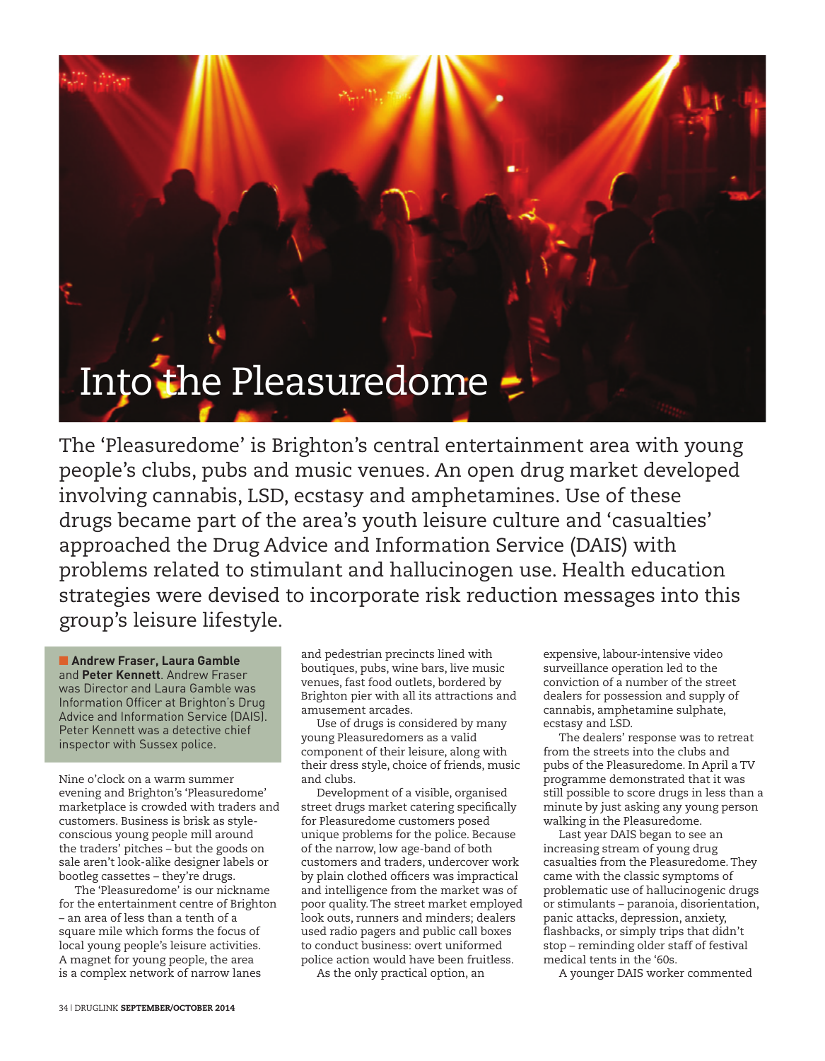# Into the Pleasuredome

The 'Pleasuredome' is Brighton's central entertainment area with young people's clubs, pubs and music venues. An open drug market developed involving cannabis, LSD, ecstasy and amphetamines. Use of these drugs became part of the area's youth leisure culture and 'casualties' approached the Drug Advice and Information Service (DAIS) with problems related to stimulant and hallucinogen use. Health education strategies were devised to incorporate risk reduction messages into this group's leisure lifestyle.

**Andrew Fraser, Laura Gamble** and **Peter Kennett**. Andrew Fraser was Director and Laura Gamble was Information Officer at Brighton's Drug Advice and Information Service (DAIS). Peter Kennett was a detective chief inspector with Sussex police.

Nine o'clock on a warm summer evening and Brighton's 'Pleasuredome' marketplace is crowded with traders and customers. Business is brisk as style-conscious young people mill around the traders' pitches – but the goods on sale aren't look-alike designer labels or bootleg cassettes – they're drugs.

The 'Pleasuredome' is our nickname for the entertainment centre of Brighton – an area of less than a tenth of a square mile which forms the focus of local young people's leisure activities. A magnet for young people, the area is a complex network of narrow lanes and pedestrian precincts lined with boutiques, pubs, wine bars, live music venues, fast food outlets, bordered by Brighton pier with all its attractions and amusement arcades.

Use of drugs is considered by many young Pleasuredomers as a valid component of their leisure, along with their dress style, choice of friends, music and clubs.

Development of a visible, organised street drugs market catering specifically for Pleasuredome customers posed unique problems for the police. Because of the narrow, low age-band of both customers and traders, undercover work by plain clothed officers was impractical and intelligence from the market was of poor quality. The street market employed look outs, runners and minders; dealers used radio pagers and public call boxes to conduct business: overt uniformed police action would have been fruitless.

As the only practical option, an expensive, labour-intensive video surveillance operation led to the conviction of a number of the street dealers for possession and supply of cannabis, amphetamine sulphate, ecstasy and LSD.

The dealers' response was to retreat from the streets into the clubs and pubs of the Pleasuredome. In April a TV programme demonstrated that it was still possible to score drugs in less than a minute by just asking any young person walking in the Pleasuredome.

Last year DAIS began to see an increasing stream of young drug casualties from the Pleasuredome. They came with the classic symptoms of problematic use of hallucinogenic drugs or stimulants – paranoia, disorientation, panic attacks, depression, anxiety, flashbacks, or simply trips that didn't stop – reminding older staff of festival medical tents in the '60s.

A younger DAIS worker commented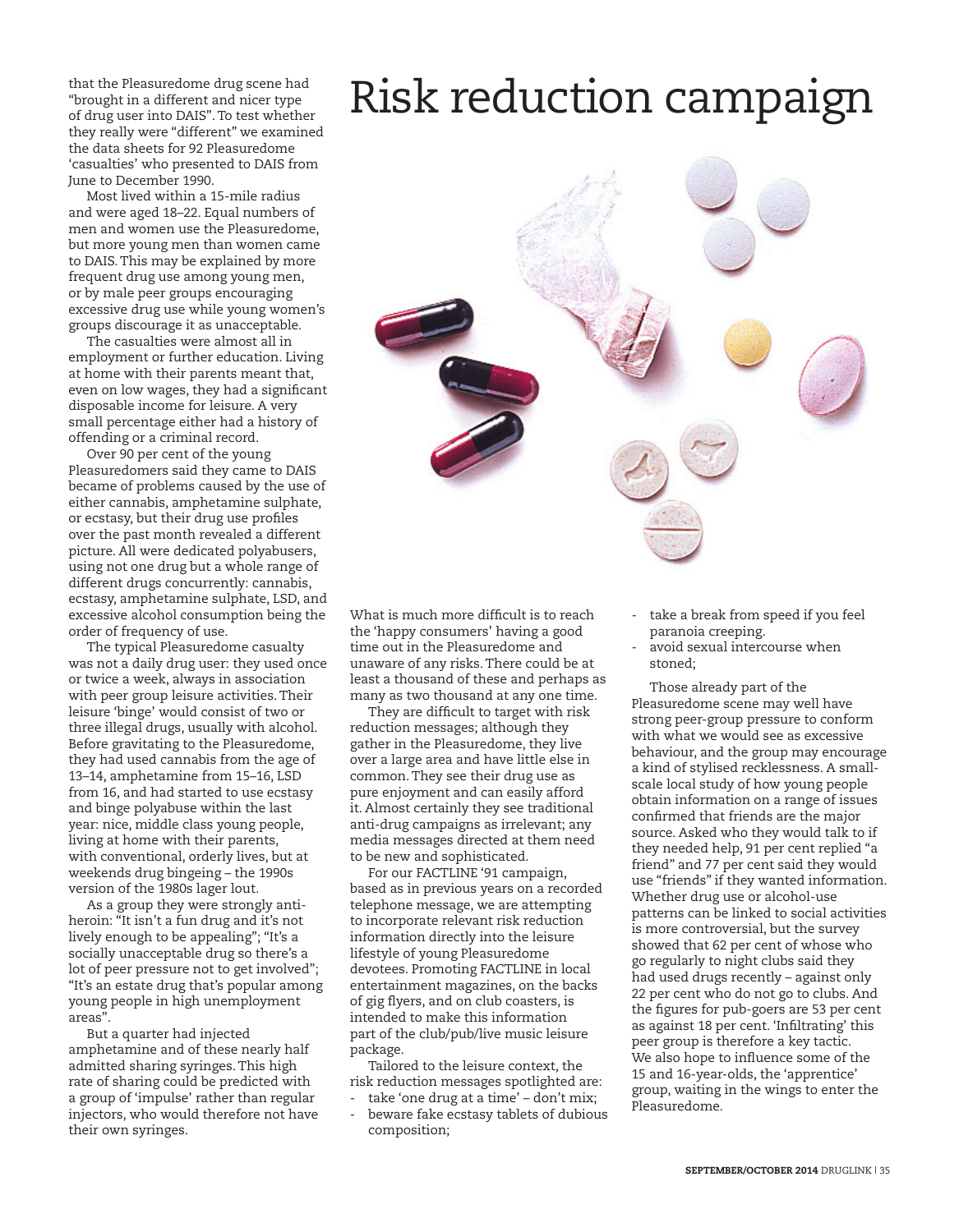that the Pleasuredome drug scene had "brought in a different and nicer type of drug user into DAIS". To test whether they really were "different" we examined the data sheets for 92 Pleasuredome 'casualties' who presented to DAIS from June to December 1990.

Most lived within a 15-mile radius and were aged 18–22. Equal numbers of men and women use the Pleasuredome, but more young men than women came to DAIS. This may be explained by more frequent drug use among young men, or by male peer groups encouraging excessive drug use while young women's groups discourage it as unacceptable.

The casualties were almost all in employment or further education. Living at home with their parents meant that, even on low wages, they had a significant disposable income for leisure. A very small percentage either had a history of offending or a criminal record.

Over 90 per cent of the young Pleasuredomers said they came to DAIS became of problems caused by the use of either cannabis, amphetamine sulphate, or ecstasy, but their drug use profiles over the past month revealed a different picture. All were dedicated polyabusers, using not one drug but a whole range of different drugs concurrently: cannabis, ecstasy, amphetamine sulphate, LSD, and excessive alcohol consumption being the order of frequency of use.

The typical Pleasuredome casualty was not a daily drug user: they used once or twice a week, always in association with peer group leisure activities. Their leisure 'binge' would consist of two or three illegal drugs, usually with alcohol. Before gravitating to the Pleasuredome, they had used cannabis from the age of 13–14, amphetamine from 15–16, LSD from 16, and had started to use ecstasy and binge polyabuse within the last year: nice, middle class young people, living at home with their parents, with conventional, orderly lives, but at weekends drug bingeing – the 1990s version of the 1980s lager lout.

As a group they were strongly anti-heroin: "It isn't a fun drug and it's not lively enough to be appealing"; "It's a socially unacceptable drug so there's a lot of peer pressure not to get involved"; "It's an estate drug that's popular among young people in high unemployment areas".

But a quarter had injected amphetamine and of these nearly half admitted sharing syringes. This high rate of sharing could be predicted with a group of 'impulse' rather than regular injectors, who would therefore not have their own syringes.

# Risk reduction campaign

What is much more difficult is to reach the 'happy consumers' having a good time out in the Pleasuredome and unaware of any risks. There could be at least a thousand of these and perhaps as many as two thousand at any one time.

They are difficult to target with risk reduction messages; although they gather in the Pleasuredome, they live over a large area and have little else in common. They see their drug use as pure enjoyment and can easily afford it. Almost certainly they see traditional anti-drug campaigns as irrelevant; any media messages directed at them need to be new and sophisticated.

For our FACTLINE '91 campaign, based as in previous years on a recorded telephone message, we are attempting to incorporate relevant risk reduction information directly into the leisure lifestyle of young Pleasuredome devotees. Promoting FACTLINE in local entertainment magazines, on the backs of gig flyers, and on club coasters, is intended to make this information part of the club/pub/live music leisure package.

Tailored to the leisure context, the risk reduction messages spotlighted are:

- take 'one drug at a time' – don't mix;
- beware fake ecstasy tablets of dubious composition;
- take a break from speed if you feel paranoia creeping.
- avoid sexual intercourse when stoned;

Those already part of the Pleasuredome scene may well have strong peer-group pressure to conform with what we would see as excessive behaviour, and the group may encourage a kind of stylised recklessness. A small-scale local study of how young people obtain information on a range of issues confirmed that friends are the major source. Asked who they would talk to if they needed help, 91 per cent replied "a friend" and 77 per cent said they would use "friends" if they wanted information. Whether drug use or alcohol-use patterns can be linked to social activities is more controversial, but the survey showed that 62 per cent of whose who go regularly to night clubs said they had used drugs recently – against only 22 per cent who do not go to clubs. And the figures for pub-goers are 53 per cent as against 18 per cent. 'Infiltrating' this peer group is therefore a key tactic. We also hope to influence some of the 15 and 16-year-olds, the 'apprentice' group, waiting in the wings to enter the Pleasuredome.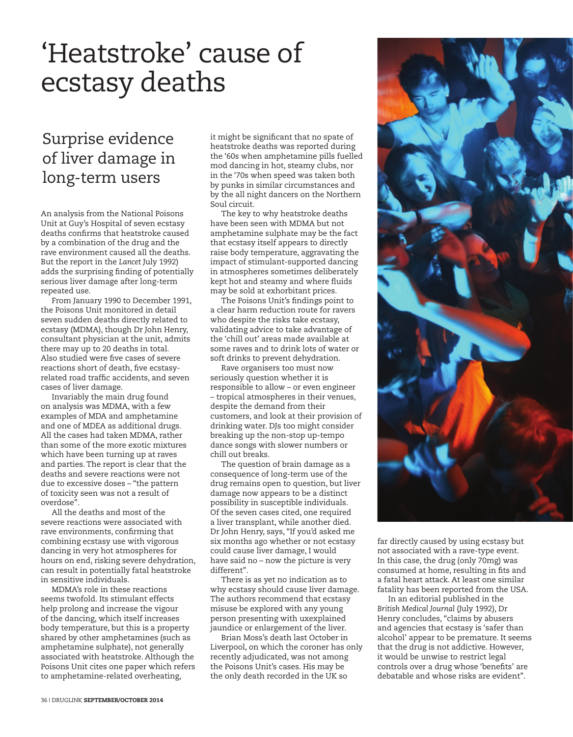# 'Heatstroke' cause of ecstasy deaths

## Surprise evidence of liver damage in long-term users

An analysis from the National Poisons Unit at Guy's Hospital of seven ecstasy deaths confirms that heatstroke caused by a combination of the drug and the rave environment caused all the deaths. But the report in the *Lancet* July 1992) adds the surprising finding of potentially serious liver damage after long-term repeated use.

From January 1990 to December 1991, the Poisons Unit monitored in detail seven sudden deaths directly related to ecstasy (MDMA), though Dr John Henry, consultant physician at the unit, admits there may up to 20 deaths in total. Also studied were five cases of severe reactions short of death, five ecstasy-related road traffic accidents, and seven cases of liver damage.

Invariably the main drug found on analysis was MDMA, with a few examples of MDA and amphetamine and one of MDEA as additional drugs. All the cases had taken MDMA, rather than some of the more exotic mixtures which have been turning up at raves and parties. The report is clear that the deaths and severe reactions were not due to excessive doses – "the pattern of toxicity seen was not a result of overdose".

All the deaths and most of the severe reactions were associated with rave environments, confirming that combining ecstasy use with vigorous dancing in very hot atmospheres for hours on end, risking severe dehydration, can result in potentially fatal heatstroke in sensitive individuals.

MDMA's role in these reactions seems twofold. Its stimulant effects help prolong and increase the vigour of the dancing, which itself increases body temperature, but this is a property shared by other amphetamines (such as amphetamine sulphate), not generally associated with heatstroke. Although the Poisons Unit cites one paper which refers to amphetamine-related overheating, it might be significant that no spate of heatstroke deaths was reported during the '60s when amphetamine pills fuelled mod dancing in hot, steamy clubs, nor in the '70s when speed was taken both by punks in similar circumstances and by the all night dancers on the Northern Soul circuit.

The key to why heatstroke deaths have been seen with MDMA but not amphetamine sulphate may be the fact that ecstasy itself appears to directly raise body temperature, aggravating the impact of stimulant-supported dancing in atmospheres sometimes deliberately kept hot and steamy and where fluids may be sold at exhorbitant prices.

The Poisons Unit's findings point to a clear harm reduction route for ravers who despite the risks take ecstasy, validating advice to take advantage of the 'chill out' areas made available at some raves and to drink lots of water or soft drinks to prevent dehydration.

Rave organisers too must now seriously question whether it is responsible to allow – or even engineer – tropical atmospheres in their venues, despite the demand from their customers, and look at their provision of drinking water. DJs too might consider breaking up the non-stop up-tempo dance songs with slower numbers or chill out breaks.

The question of brain damage as a consequence of long-term use of the drug remains open to question, but liver damage now appears to be a distinct possibility in susceptible individuals. Of the seven cases cited, one required a liver transplant, while another died. Dr John Henry, says, "If you'd asked me six months ago whether or not ecstasy could cause liver damage, I would have said no – now the picture is very different".

There is as yet no indication as to why ecstasy should cause liver damage. The authors recommend that ecstasy misuse be explored with any young person presenting with uxexplained jaundice or enlargement of the liver.

Brian Moss's death last October in Liverpool, on which the coroner has only recently adjudicated, was not among the Poisons Unit's cases. His may be the only death recorded in the UK so far directly caused by using ecstasy but not associated with a rave-type event. In this case, the drug (only 70mg) was consumed at home, resulting in fits and a fatal heart attack. At least one similar fatality has been reported from the USA.

In an editorial published in the *British Medical Journal* (July 1992), Dr Henry concludes, "claims by abusers and agencies that ecstasy is 'safer than alcohol' appear to be premature. It seems that the drug is not addictive. However, it would be unwise to restrict legal controls over a drug whose 'benefits' are debatable and whose risks are evident".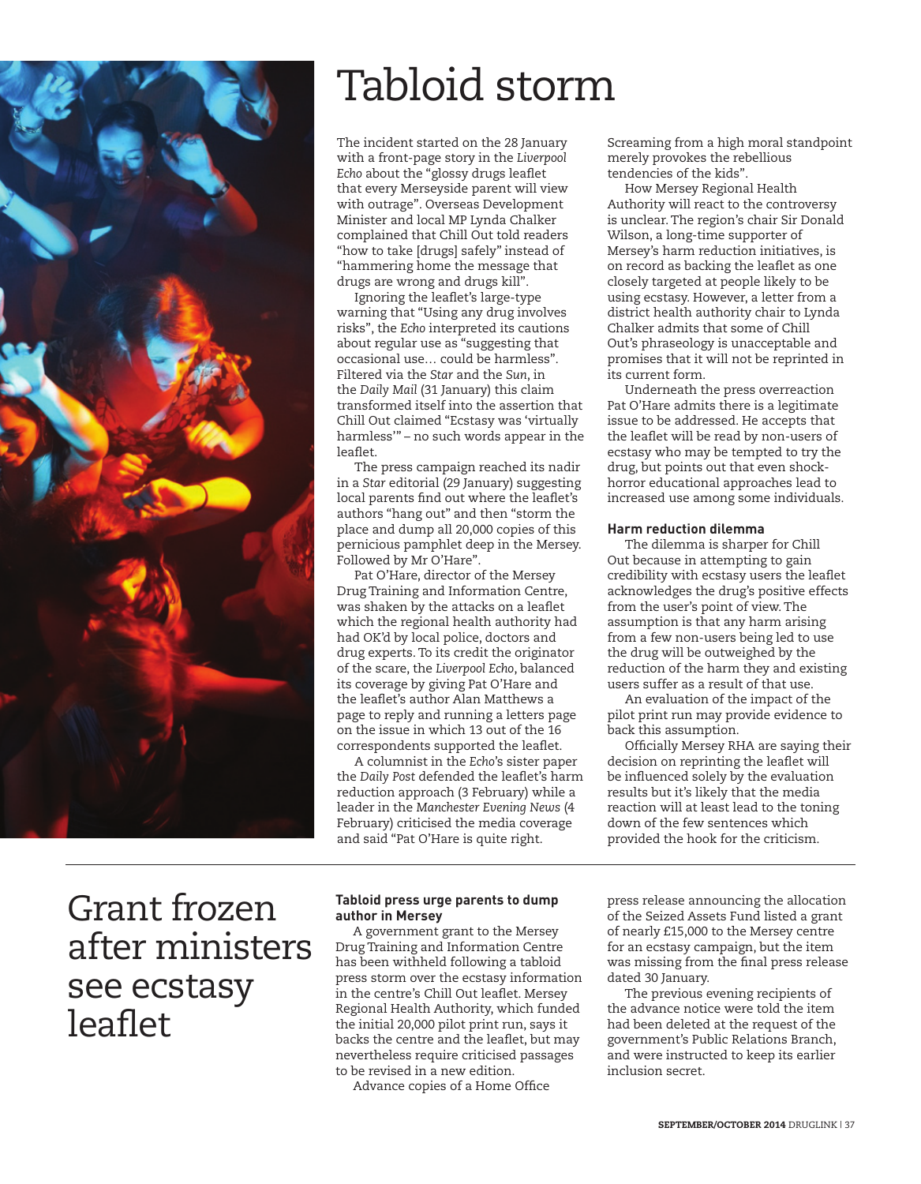# Tabloid storm

The incident started on the 28 January with a front-page story in the *Liverpool Echo* about the "glossy drugs leaflet that every Merseyside parent will view with outrage". Overseas Development Minister and local MP Lynda Chalker complained that Chill Out told readers "how to take [drugs] safely" instead of "hammering home the message that drugs are wrong and drugs kill".

Ignoring the leaflet's large-type warning that "Using any drug involves risks", the *Echo* interpreted its cautions about regular use as "suggesting that occasional use… could be harmless". Filtered via the *Star* and the *Sun*, in the *Daily Mail* (31 January) this claim transformed itself into the assertion that Chill Out claimed "Ecstasy was 'virtually harmless'" – no such words appear in the leaflet.

The press campaign reached its nadir in a *Star* editorial (29 January) suggesting local parents find out where the leaflet's authors "hang out" and then "storm the place and dump all 20,000 copies of this pernicious pamphlet deep in the Mersey. Followed by Mr O'Hare".

Pat O'Hare, director of the Mersey Drug Training and Information Centre, was shaken by the attacks on a leaflet which the regional health authority had had OK'd by local police, doctors and drug experts. To its credit the originator of the scare, the *Liverpool Echo*, balanced its coverage by giving Pat O'Hare and the leaflet's author Alan Matthews a page to reply and running a letters page on the issue in which 13 out of the 16 correspondents supported the leaflet.

A columnist in the *Echo*'s sister paper the *Daily Post* defended the leaflet's harm reduction approach (3 February) while a leader in the *Manchester Evening News* (4 February) criticised the media coverage and said "Pat O'Hare is quite right. Screaming from a high moral standpoint merely provokes the rebellious tendencies of the kids".

How Mersey Regional Health Authority will react to the controversy is unclear. The region's chair Sir Donald Wilson, a long-time supporter of Mersey's harm reduction initiatives, is on record as backing the leaflet as one closely targeted at people likely to be using ecstasy. However, a letter from a district health authority chair to Lynda Chalker admits that some of Chill Out's phraseology is unacceptable and promises that it will not be reprinted in its current form.

Underneath the press overreaction Pat O'Hare admits there is a legitimate issue to be addressed. He accepts that the leaflet will be read by non-users of ecstasy who may be tempted to try the drug, but points out that even shock-horror educational approaches lead to increased use among some individuals.

### Harm reduction dilemma

The dilemma is sharper for Chill Out because in attempting to gain credibility with ecstasy users the leaflet acknowledges the drug's positive effects from the user's point of view. The assumption is that any harm arising from a few non-users being led to use the drug will be outweighed by the reduction of the harm they and existing users suffer as a result of that use.

An evaluation of the impact of the pilot print run may provide evidence to back this assumption.

Officially Mersey RHA are saying their decision on reprinting the leaflet will be influenced solely by the evaluation results but it's likely that the media reaction will at least lead to the toning down of the few sentences which provided the hook for the criticism.

---

# Grant frozen after ministers see ecstasy leaflet

### Tabloid press urge parents to dump author in Mersey

A government grant to the Mersey Drug Training and Information Centre has been withheld following a tabloid press storm over the ecstasy information in the centre's Chill Out leaflet. Mersey Regional Health Authority, which funded the initial 20,000 pilot print run, says it backs the centre and the leaflet, but may nevertheless require criticised passages to be revised in a new edition.

Advance copies of a Home Office press release announcing the allocation of the Seized Assets Fund listed a grant of nearly £15,000 to the Mersey centre for an ecstasy campaign, but the item was missing from the final press release dated 30 January.

The previous evening recipients of the advance notice were told the item had been deleted at the request of the government's Public Relations Branch, and were instructed to keep its earlier inclusion secret.